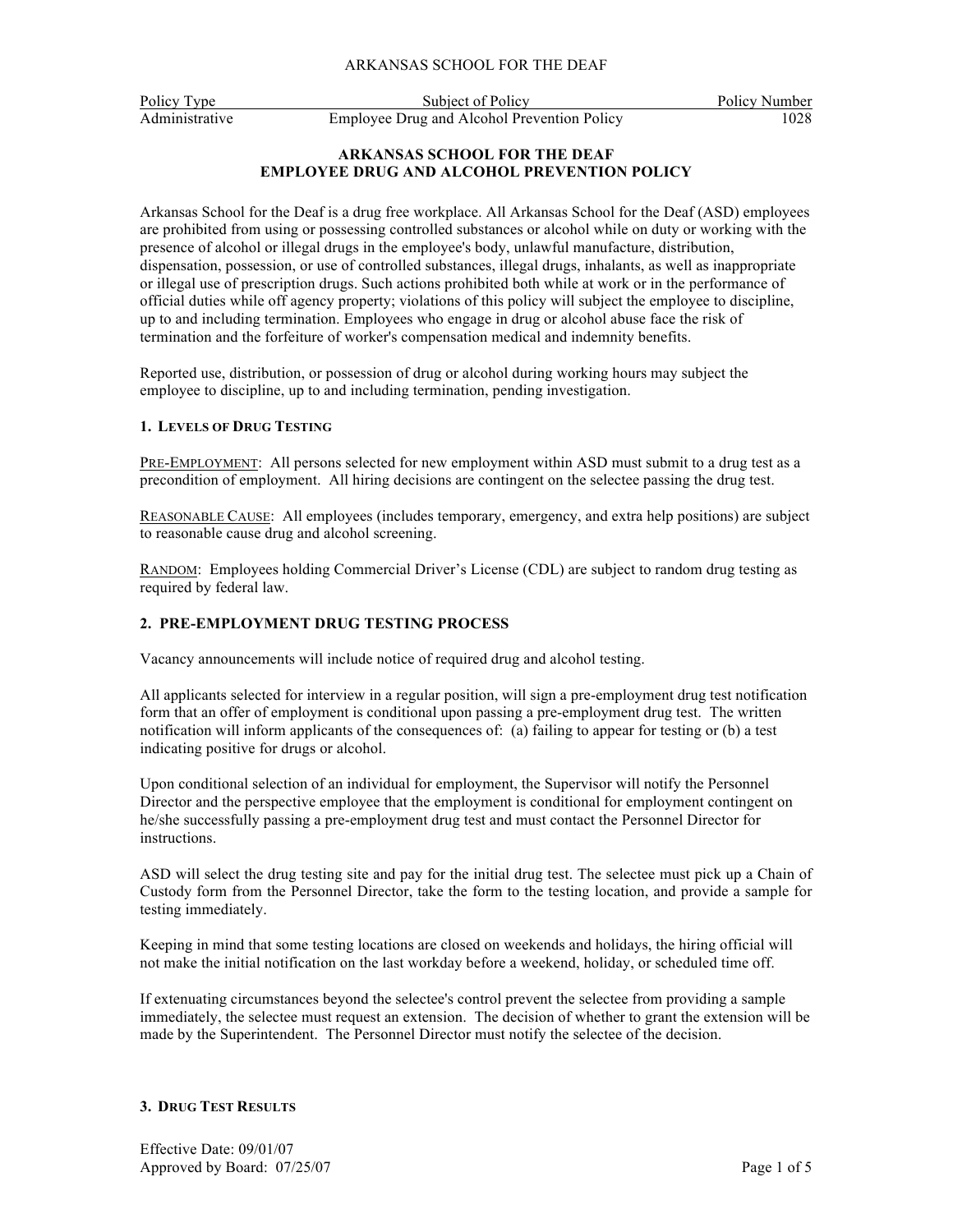ARKANSAS SCHOOL FOR THE DEAF

| Policy Type | Subject of Policy | Policy Number |
|---|---|---|
| Administrative | Employee Drug and Alcohol Prevention Policy | 1028 |

## ARKANSAS SCHOOL FOR THE DEAF
## EMPLOYEE DRUG AND ALCOHOL PREVENTION POLICY

Arkansas School for the Deaf is a drug free workplace. All Arkansas School for the Deaf (ASD) employees are prohibited from using or possessing controlled substances or alcohol while on duty or working with the presence of alcohol or illegal drugs in the employee's body, unlawful manufacture, distribution, dispensation, possession, or use of controlled substances, illegal drugs, inhalants, as well as inappropriate or illegal use of prescription drugs. Such actions prohibited both while at work or in the performance of official duties while off agency property; violations of this policy will subject the employee to discipline, up to and including termination. Employees who engage in drug or alcohol abuse face the risk of termination and the forfeiture of worker's compensation medical and indemnity benefits.

Reported use, distribution, or possession of drug or alcohol during working hours may subject the employee to discipline, up to and including termination, pending investigation.

### 1. LEVELS OF DRUG TESTING

PRE-EMPLOYMENT: All persons selected for new employment within ASD must submit to a drug test as a precondition of employment. All hiring decisions are contingent on the selectee passing the drug test.

REASONABLE CAUSE: All employees (includes temporary, emergency, and extra help positions) are subject to reasonable cause drug and alcohol screening.

RANDOM: Employees holding Commercial Driver's License (CDL) are subject to random drug testing as required by federal law.

### 2. PRE-EMPLOYMENT DRUG TESTING PROCESS

Vacancy announcements will include notice of required drug and alcohol testing.

All applicants selected for interview in a regular position, will sign a pre-employment drug test notification form that an offer of employment is conditional upon passing a pre-employment drug test. The written notification will inform applicants of the consequences of: (a) failing to appear for testing or (b) a test indicating positive for drugs or alcohol.

Upon conditional selection of an individual for employment, the Supervisor will notify the Personnel Director and the perspective employee that the employment is conditional for employment contingent on he/she successfully passing a pre-employment drug test and must contact the Personnel Director for instructions.

ASD will select the drug testing site and pay for the initial drug test. The selectee must pick up a Chain of Custody form from the Personnel Director, take the form to the testing location, and provide a sample for testing immediately.

Keeping in mind that some testing locations are closed on weekends and holidays, the hiring official will not make the initial notification on the last workday before a weekend, holiday, or scheduled time off.

If extenuating circumstances beyond the selectee's control prevent the selectee from providing a sample immediately, the selectee must request an extension. The decision of whether to grant the extension will be made by the Superintendent. The Personnel Director must notify the selectee of the decision.

### 3. DRUG TEST RESULTS

Effective Date: 09/01/07
Approved by Board: 07/25/07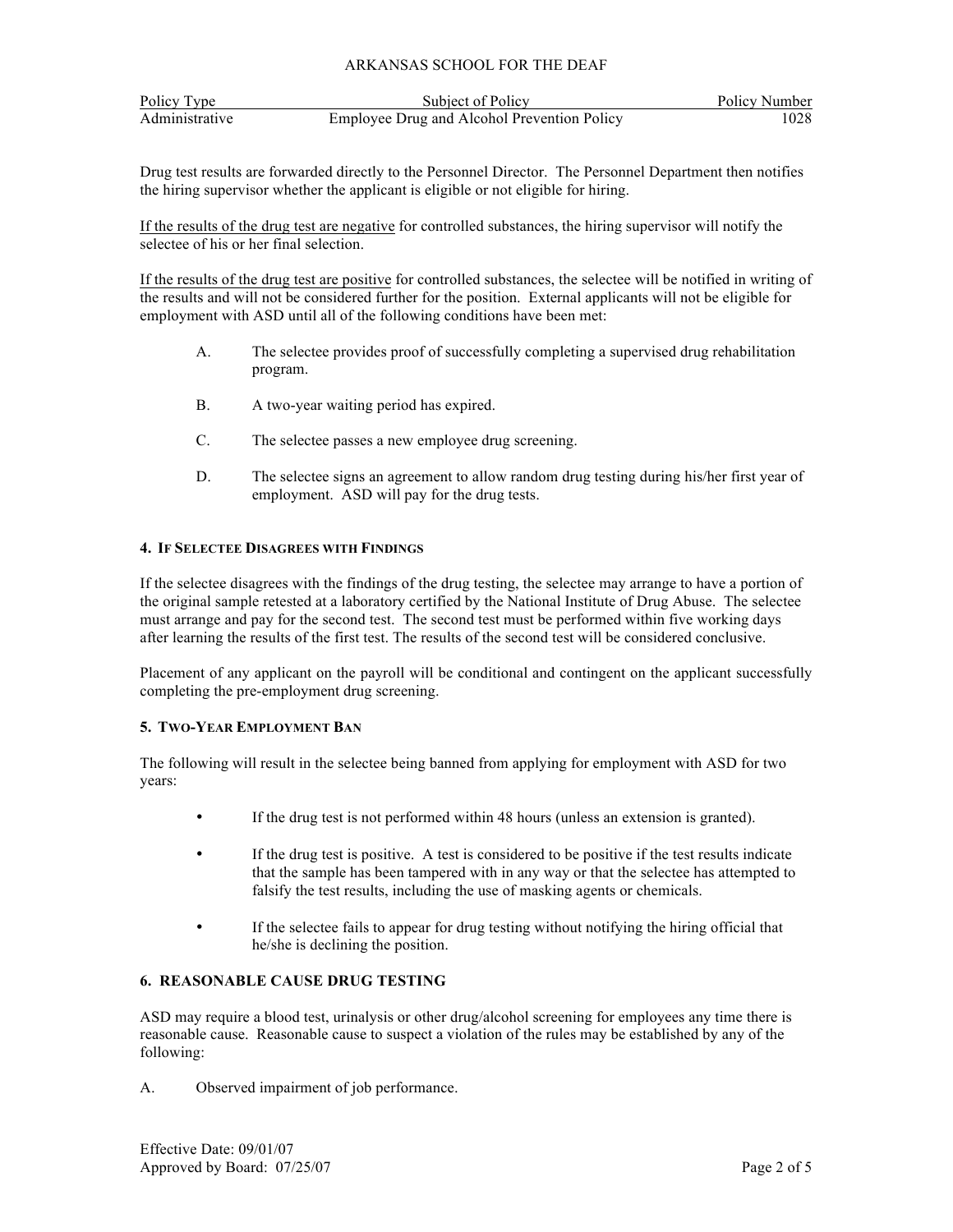Drug test results are forwarded directly to the Personnel Director. The Personnel Department then notifies the hiring supervisor whether the applicant is eligible or not eligible for hiring.

If the results of the drug test are negative for controlled substances, the hiring supervisor will notify the selectee of his or her final selection.

If the results of the drug test are positive for controlled substances, the selectee will be notified in writing of the results and will not be considered further for the position. External applicants will not be eligible for employment with ASD until all of the following conditions have been met:

A. The selectee provides proof of successfully completing a supervised drug rehabilitation program.

B. A two-year waiting period has expired.

C. The selectee passes a new employee drug screening.

D. The selectee signs an agreement to allow random drug testing during his/her first year of employment. ASD will pay for the drug tests.

#### 4. IF SELECTEE DISAGREES WITH FINDINGS

If the selectee disagrees with the findings of the drug testing, the selectee may arrange to have a portion of the original sample retested at a laboratory certified by the National Institute of Drug Abuse. The selectee must arrange and pay for the second test. The second test must be performed within five working days after learning the results of the first test. The results of the second test will be considered conclusive.

Placement of any applicant on the payroll will be conditional and contingent on the applicant successfully completing the pre-employment drug screening.

#### 5. TWO-YEAR EMPLOYMENT BAN

The following will result in the selectee being banned from applying for employment with ASD for two years:

- If the drug test is not performed within 48 hours (unless an extension is granted).
- If the drug test is positive. A test is considered to be positive if the test results indicate that the sample has been tampered with in any way or that the selectee has attempted to falsify the test results, including the use of masking agents or chemicals.
- If the selectee fails to appear for drug testing without notifying the hiring official that he/she is declining the position.

#### 6. REASONABLE CAUSE DRUG TESTING

ASD may require a blood test, urinalysis or other drug/alcohol screening for employees any time there is reasonable cause. Reasonable cause to suspect a violation of the rules may be established by any of the following:

A. Observed impairment of job performance.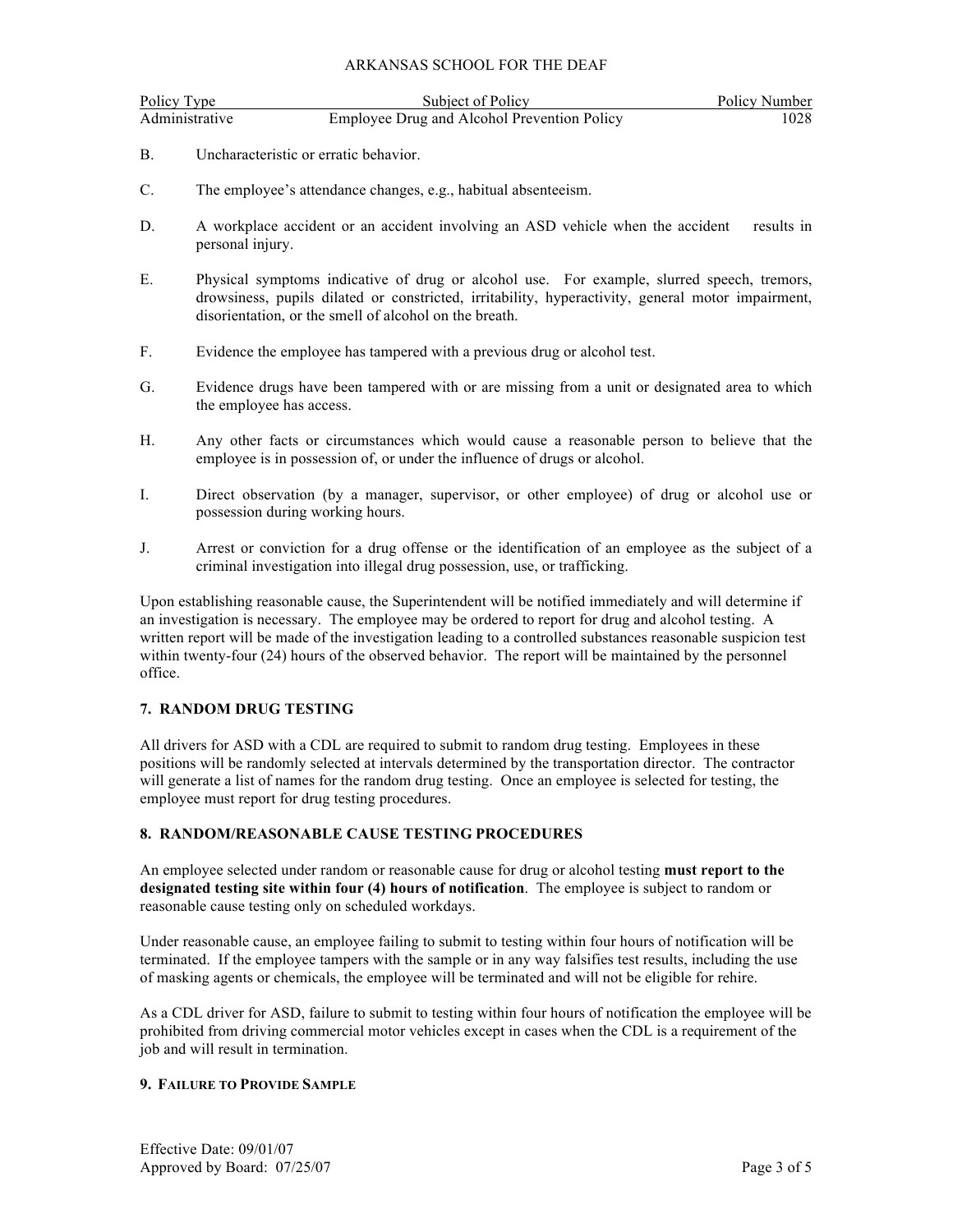B. Uncharacteristic or erratic behavior.

C. The employee's attendance changes, e.g., habitual absenteeism.

D. A workplace accident or an accident involving an ASD vehicle when the accident results in personal injury.

E. Physical symptoms indicative of drug or alcohol use. For example, slurred speech, tremors, drowsiness, pupils dilated or constricted, irritability, hyperactivity, general motor impairment, disorientation, or the smell of alcohol on the breath.

F. Evidence the employee has tampered with a previous drug or alcohol test.

G. Evidence drugs have been tampered with or are missing from a unit or designated area to which the employee has access.

H. Any other facts or circumstances which would cause a reasonable person to believe that the employee is in possession of, or under the influence of drugs or alcohol.

I. Direct observation (by a manager, supervisor, or other employee) of drug or alcohol use or possession during working hours.

J. Arrest or conviction for a drug offense or the identification of an employee as the subject of a criminal investigation into illegal drug possession, use, or trafficking.

Upon establishing reasonable cause, the Superintendent will be notified immediately and will determine if an investigation is necessary. The employee may be ordered to report for drug and alcohol testing. A written report will be made of the investigation leading to a controlled substances reasonable suspicion test within twenty-four (24) hours of the observed behavior. The report will be maintained by the personnel office.

## 7. RANDOM DRUG TESTING

All drivers for ASD with a CDL are required to submit to random drug testing. Employees in these positions will be randomly selected at intervals determined by the transportation director. The contractor will generate a list of names for the random drug testing. Once an employee is selected for testing, the employee must report for drug testing procedures.

## 8. RANDOM/REASONABLE CAUSE TESTING PROCEDURES

An employee selected under random or reasonable cause for drug or alcohol testing **must report to the designated testing site within four (4) hours of notification**. The employee is subject to random or reasonable cause testing only on scheduled workdays.

Under reasonable cause, an employee failing to submit to testing within four hours of notification will be terminated. If the employee tampers with the sample or in any way falsifies test results, including the use of masking agents or chemicals, the employee will be terminated and will not be eligible for rehire.

As a CDL driver for ASD, failure to submit to testing within four hours of notification the employee will be prohibited from driving commercial motor vehicles except in cases when the CDL is a requirement of the job and will result in termination.

## 9. FAILURE TO PROVIDE SAMPLE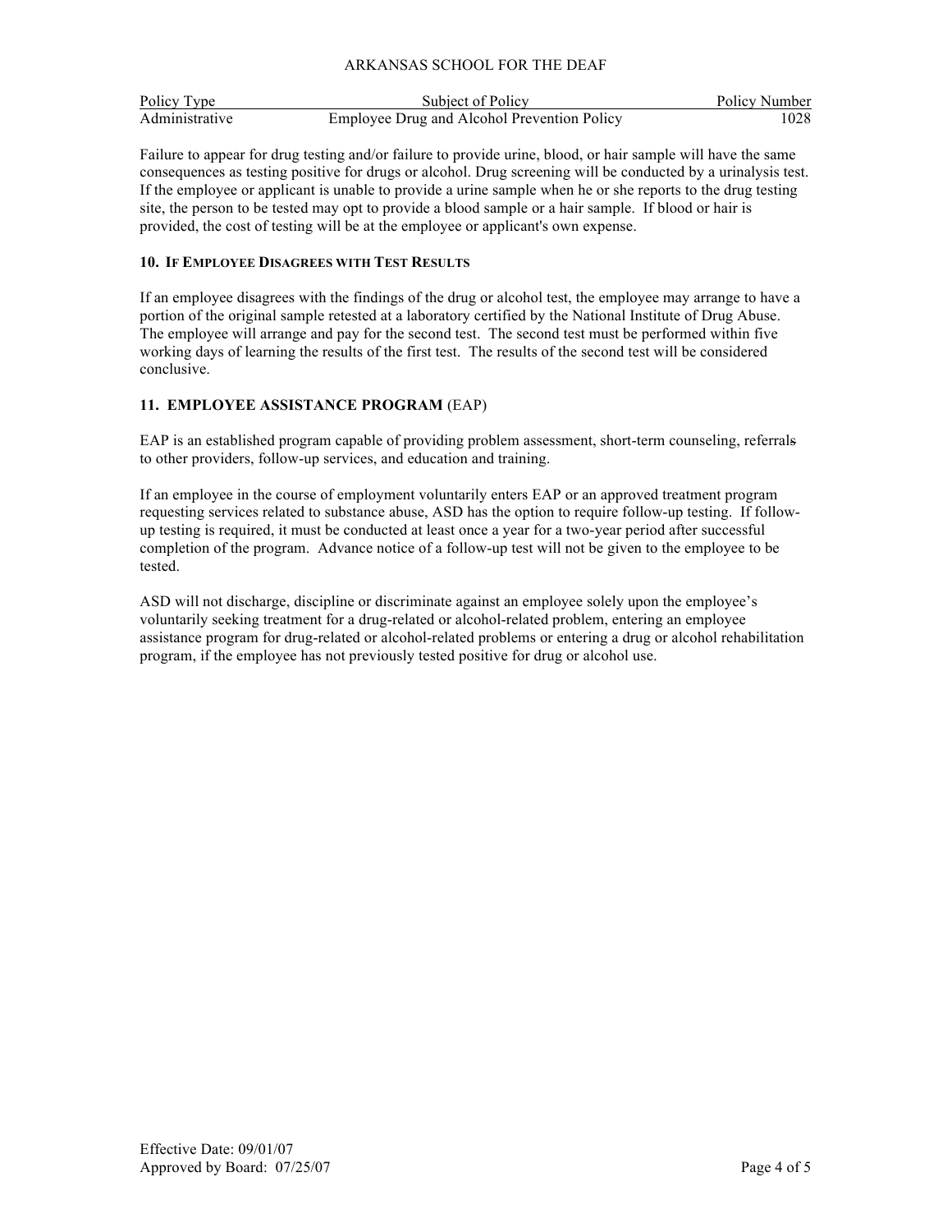Failure to appear for drug testing and/or failure to provide urine, blood, or hair sample will have the same consequences as testing positive for drugs or alcohol. Drug screening will be conducted by a urinalysis test. If the employee or applicant is unable to provide a urine sample when he or she reports to the drug testing site, the person to be tested may opt to provide a blood sample or a hair sample. If blood or hair is provided, the cost of testing will be at the employee or applicant's own expense.

#### 10. IF EMPLOYEE DISAGREES WITH TEST RESULTS

If an employee disagrees with the findings of the drug or alcohol test, the employee may arrange to have a portion of the original sample retested at a laboratory certified by the National Institute of Drug Abuse. The employee will arrange and pay for the second test. The second test must be performed within five working days of learning the results of the first test. The results of the second test will be considered conclusive.

#### 11. EMPLOYEE ASSISTANCE PROGRAM (EAP)

EAP is an established program capable of providing problem assessment, short-term counseling, referrals to other providers, follow-up services, and education and training.

If an employee in the course of employment voluntarily enters EAP or an approved treatment program requesting services related to substance abuse, ASD has the option to require follow-up testing. If follow-up testing is required, it must be conducted at least once a year for a two-year period after successful completion of the program. Advance notice of a follow-up test will not be given to the employee to be tested.

ASD will not discharge, discipline or discriminate against an employee solely upon the employee's voluntarily seeking treatment for a drug-related or alcohol-related problem, entering an employee assistance program for drug-related or alcohol-related problems or entering a drug or alcohol rehabilitation program, if the employee has not previously tested positive for drug or alcohol use.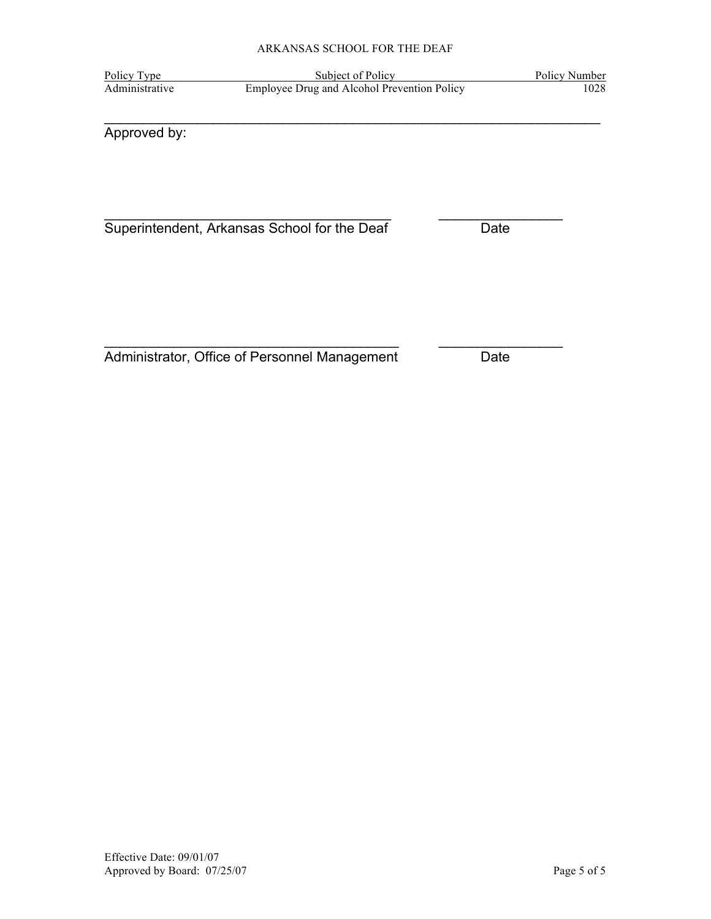ARKANSAS SCHOOL FOR THE DEAF

| Policy Type | Subject of Policy | Policy Number |
| --- | --- | --- |
| Administrative | Employee Drug and Alcohol Prevention Policy | 1028 |

---

Approved by:

\_\_\_\_\_\_\_\_\_\_\_\_\_\_\_\_\_\_\_\_\_\_\_\_\_\_\_\_\_\_\_\_\_\_\_\_\_\_\_\_ \_\_\_\_\_\_\_\_\_\_\_\_\_\_\_\_\_\_
Superintendent, Arkansas School for the Deaf Date

\_\_\_\_\_\_\_\_\_\_\_\_\_\_\_\_\_\_\_\_\_\_\_\_\_\_\_\_\_\_\_\_\_\_\_\_\_\_\_\_ \_\_\_\_\_\_\_\_\_\_\_\_\_\_\_\_\_\_
Administrator, Office of Personnel Management Date

Effective Date: 09/01/07
Approved by Board: 07/25/07